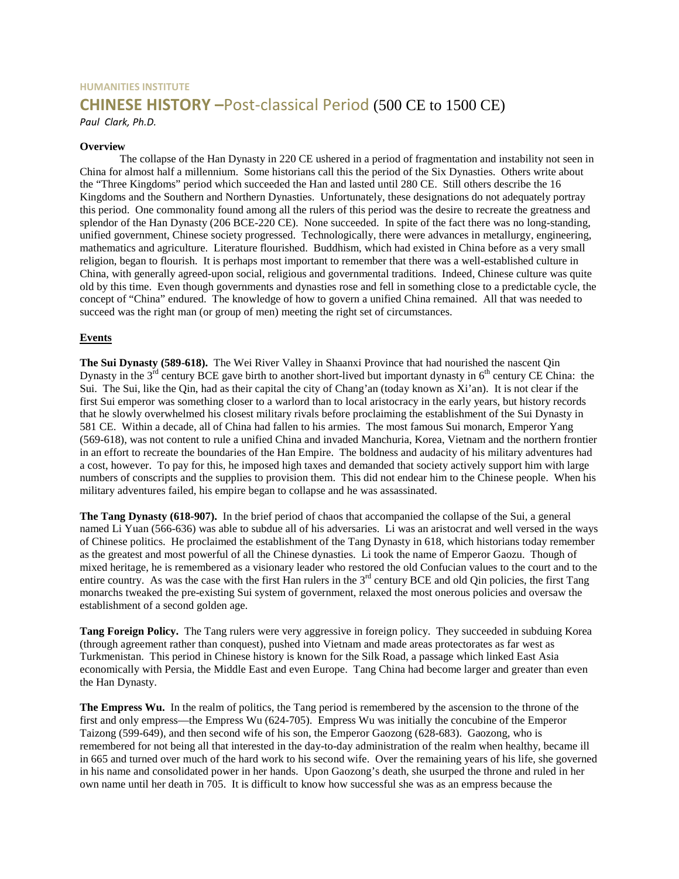HUMANITIES INSTITUTE

# CHINESE HISTORY –Post-classical Period (500 CE to 1500 CE)

*Paul Clark, Ph.D.*

**Overview**

The collapse of the Han Dynasty in 220 CE ushered in a period of fragmentation and instability not seen in China for almost half a millennium. Some historians call this the period of the Six Dynasties. Others write about the "Three Kingdoms" period which succeeded the Han and lasted until 280 CE. Still others describe the 16 Kingdoms and the Southern and Northern Dynasties. Unfortunately, these designations do not adequately portray this period. One commonality found among all the rulers of this period was the desire to recreate the greatness and splendor of the Han Dynasty (206 BCE-220 CE). None succeeded. In spite of the fact there was no long-standing, unified government, Chinese society progressed. Technologically, there were advances in metallurgy, engineering, mathematics and agriculture. Literature flourished. Buddhism, which had existed in China before as a very small religion, began to flourish. It is perhaps most important to remember that there was a well-established culture in China, with generally agreed-upon social, religious and governmental traditions. Indeed, Chinese culture was quite old by this time. Even though governments and dynasties rose and fell in something close to a predictable cycle, the concept of "China" endured. The knowledge of how to govern a unified China remained. All that was needed to succeed was the right man (or group of men) meeting the right set of circumstances.

**Events**

**The Sui Dynasty (589-618).** The Wei River Valley in Shaanxi Province that had nourished the nascent Qin Dynasty in the 3rd century BCE gave birth to another short-lived but important dynasty in 6th century CE China: the Sui. The Sui, like the Qin, had as their capital the city of Chang'an (today known as Xi'an). It is not clear if the first Sui emperor was something closer to a warlord than to local aristocracy in the early years, but history records that he slowly overwhelmed his closest military rivals before proclaiming the establishment of the Sui Dynasty in 581 CE. Within a decade, all of China had fallen to his armies. The most famous Sui monarch, Emperor Yang (569-618), was not content to rule a unified China and invaded Manchuria, Korea, Vietnam and the northern frontier in an effort to recreate the boundaries of the Han Empire. The boldness and audacity of his military adventures had a cost, however. To pay for this, he imposed high taxes and demanded that society actively support him with large numbers of conscripts and the supplies to provision them. This did not endear him to the Chinese people. When his military adventures failed, his empire began to collapse and he was assassinated.

**The Tang Dynasty (618-907).** In the brief period of chaos that accompanied the collapse of the Sui, a general named Li Yuan (566-636) was able to subdue all of his adversaries. Li was an aristocrat and well versed in the ways of Chinese politics. He proclaimed the establishment of the Tang Dynasty in 618, which historians today remember as the greatest and most powerful of all the Chinese dynasties. Li took the name of Emperor Gaozu. Though of mixed heritage, he is remembered as a visionary leader who restored the old Confucian values to the court and to the entire country. As was the case with the first Han rulers in the 3rd century BCE and old Qin policies, the first Tang monarchs tweaked the pre-existing Sui system of government, relaxed the most onerous policies and oversaw the establishment of a second golden age.

**Tang Foreign Policy.** The Tang rulers were very aggressive in foreign policy. They succeeded in subduing Korea (through agreement rather than conquest), pushed into Vietnam and made areas protectorates as far west as Turkmenistan. This period in Chinese history is known for the Silk Road, a passage which linked East Asia economically with Persia, the Middle East and even Europe. Tang China had become larger and greater than even the Han Dynasty.

**The Empress Wu.** In the realm of politics, the Tang period is remembered by the ascension to the throne of the first and only empress—the Empress Wu (624-705). Empress Wu was initially the concubine of the Emperor Taizong (599-649), and then second wife of his son, the Emperor Gaozong (628-683). Gaozong, who is remembered for not being all that interested in the day-to-day administration of the realm when healthy, became ill in 665 and turned over much of the hard work to his second wife. Over the remaining years of his life, she governed in his name and consolidated power in her hands. Upon Gaozong's death, she usurped the throne and ruled in her own name until her death in 705. It is difficult to know how successful she was as an empress because the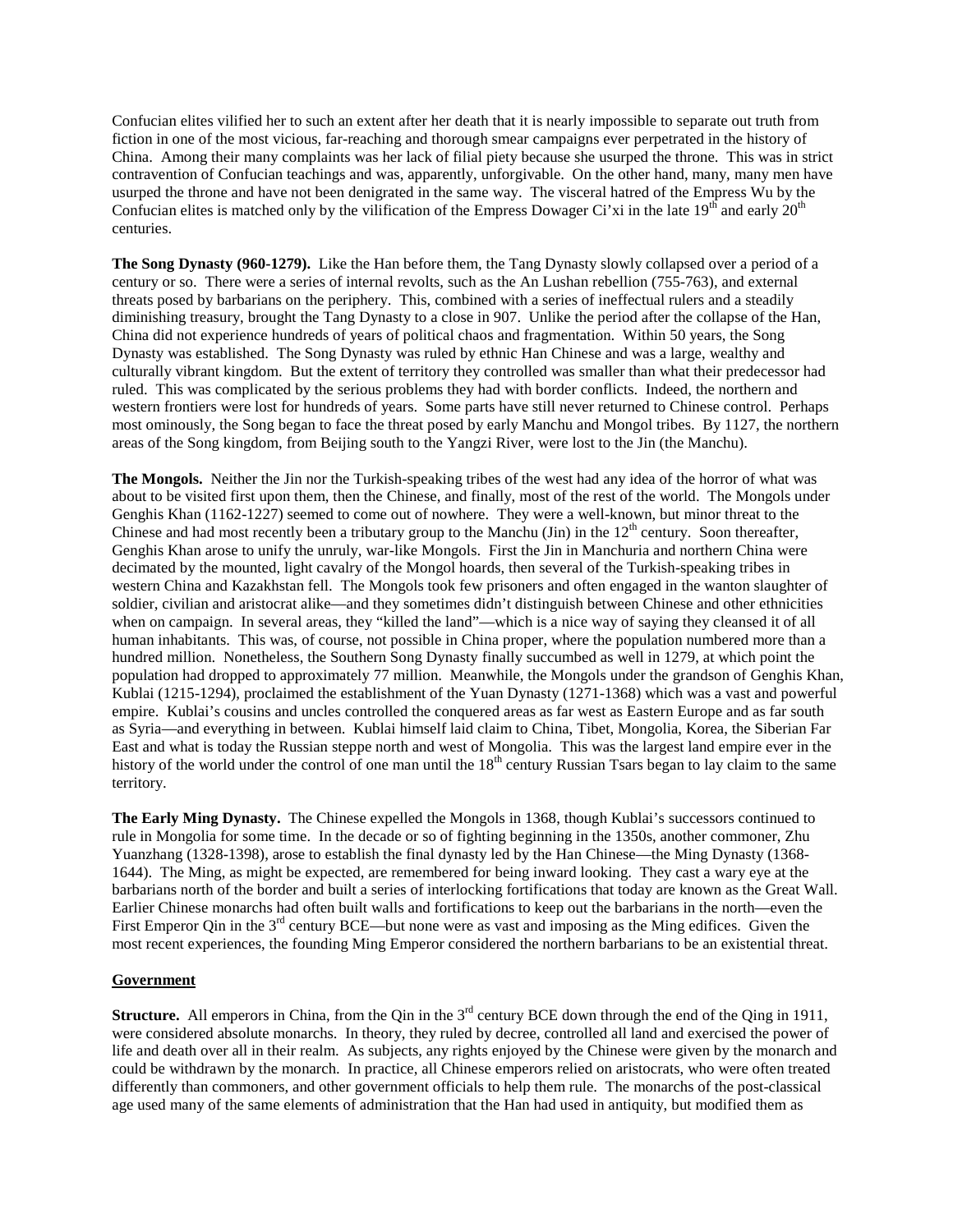Confucian elites vilified her to such an extent after her death that it is nearly impossible to separate out truth from fiction in one of the most vicious, far-reaching and thorough smear campaigns ever perpetrated in the history of China. Among their many complaints was her lack of filial piety because she usurped the throne. This was in strict contravention of Confucian teachings and was, apparently, unforgivable. On the other hand, many, many men have usurped the throne and have not been denigrated in the same way. The visceral hatred of the Empress Wu by the Confucian elites is matched only by the vilification of the Empress Dowager Ci'xi in the late 19th and early 20th centuries.

**The Song Dynasty (960-1279).** Like the Han before them, the Tang Dynasty slowly collapsed over a period of a century or so. There were a series of internal revolts, such as the An Lushan rebellion (755-763), and external threats posed by barbarians on the periphery. This, combined with a series of ineffectual rulers and a steadily diminishing treasury, brought the Tang Dynasty to a close in 907. Unlike the period after the collapse of the Han, China did not experience hundreds of years of political chaos and fragmentation. Within 50 years, the Song Dynasty was established. The Song Dynasty was ruled by ethnic Han Chinese and was a large, wealthy and culturally vibrant kingdom. But the extent of territory they controlled was smaller than what their predecessor had ruled. This was complicated by the serious problems they had with border conflicts. Indeed, the northern and western frontiers were lost for hundreds of years. Some parts have still never returned to Chinese control. Perhaps most ominously, the Song began to face the threat posed by early Manchu and Mongol tribes. By 1127, the northern areas of the Song kingdom, from Beijing south to the Yangzi River, were lost to the Jin (the Manchu).

**The Mongols.** Neither the Jin nor the Turkish-speaking tribes of the west had any idea of the horror of what was about to be visited first upon them, then the Chinese, and finally, most of the rest of the world. The Mongols under Genghis Khan (1162-1227) seemed to come out of nowhere. They were a well-known, but minor threat to the Chinese and had most recently been a tributary group to the Manchu (Jin) in the 12th century. Soon thereafter, Genghis Khan arose to unify the unruly, war-like Mongols. First the Jin in Manchuria and northern China were decimated by the mounted, light cavalry of the Mongol hoards, then several of the Turkish-speaking tribes in western China and Kazakhstan fell. The Mongols took few prisoners and often engaged in the wanton slaughter of soldier, civilian and aristocrat alike—and they sometimes didn't distinguish between Chinese and other ethnicities when on campaign. In several areas, they "killed the land"—which is a nice way of saying they cleansed it of all human inhabitants. This was, of course, not possible in China proper, where the population numbered more than a hundred million. Nonetheless, the Southern Song Dynasty finally succumbed as well in 1279, at which point the population had dropped to approximately 77 million. Meanwhile, the Mongols under the grandson of Genghis Khan, Kublai (1215-1294), proclaimed the establishment of the Yuan Dynasty (1271-1368) which was a vast and powerful empire. Kublai's cousins and uncles controlled the conquered areas as far west as Eastern Europe and as far south as Syria—and everything in between. Kublai himself laid claim to China, Tibet, Mongolia, Korea, the Siberian Far East and what is today the Russian steppe north and west of Mongolia. This was the largest land empire ever in the history of the world under the control of one man until the 18th century Russian Tsars began to lay claim to the same territory.

**The Early Ming Dynasty.** The Chinese expelled the Mongols in 1368, though Kublai's successors continued to rule in Mongolia for some time. In the decade or so of fighting beginning in the 1350s, another commoner, Zhu Yuanzhang (1328-1398), arose to establish the final dynasty led by the Han Chinese—the Ming Dynasty (1368-1644). The Ming, as might be expected, are remembered for being inward looking. They cast a wary eye at the barbarians north of the border and built a series of interlocking fortifications that today are known as the Great Wall. Earlier Chinese monarchs had often built walls and fortifications to keep out the barbarians in the north—even the First Emperor Qin in the 3rd century BCE—but none were as vast and imposing as the Ming edifices. Given the most recent experiences, the founding Ming Emperor considered the northern barbarians to be an existential threat.

## Government

**Structure.** All emperors in China, from the Qin in the 3rd century BCE down through the end of the Qing in 1911, were considered absolute monarchs. In theory, they ruled by decree, controlled all land and exercised the power of life and death over all in their realm. As subjects, any rights enjoyed by the Chinese were given by the monarch and could be withdrawn by the monarch. In practice, all Chinese emperors relied on aristocrats, who were often treated differently than commoners, and other government officials to help them rule. The monarchs of the post-classical age used many of the same elements of administration that the Han had used in antiquity, but modified them as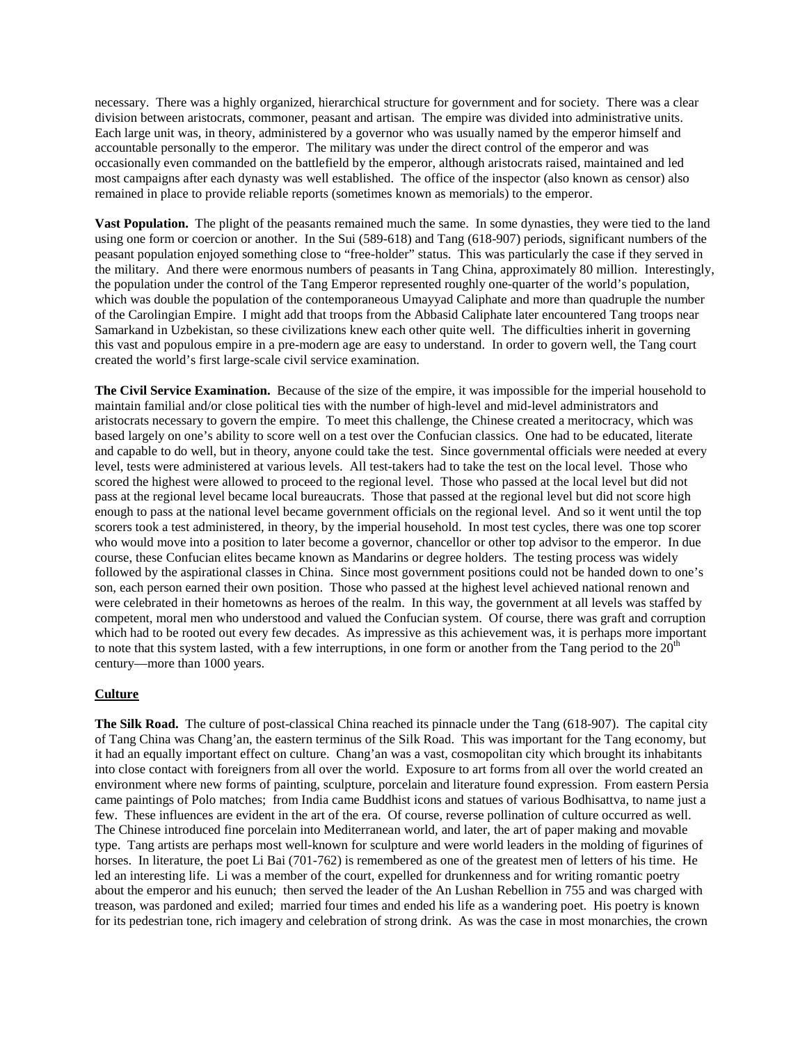necessary. There was a highly organized, hierarchical structure for government and for society. There was a clear division between aristocrats, commoner, peasant and artisan. The empire was divided into administrative units. Each large unit was, in theory, administered by a governor who was usually named by the emperor himself and accountable personally to the emperor. The military was under the direct control of the emperor and was occasionally even commanded on the battlefield by the emperor, although aristocrats raised, maintained and led most campaigns after each dynasty was well established. The office of the inspector (also known as censor) also remained in place to provide reliable reports (sometimes known as memorials) to the emperor.

**Vast Population.** The plight of the peasants remained much the same. In some dynasties, they were tied to the land using one form or coercion or another. In the Sui (589-618) and Tang (618-907) periods, significant numbers of the peasant population enjoyed something close to "free-holder" status. This was particularly the case if they served in the military. And there were enormous numbers of peasants in Tang China, approximately 80 million. Interestingly, the population under the control of the Tang Emperor represented roughly one-quarter of the world's population, which was double the population of the contemporaneous Umayyad Caliphate and more than quadruple the number of the Carolingian Empire. I might add that troops from the Abbasid Caliphate later encountered Tang troops near Samarkand in Uzbekistan, so these civilizations knew each other quite well. The difficulties inherit in governing this vast and populous empire in a pre-modern age are easy to understand. In order to govern well, the Tang court created the world's first large-scale civil service examination.

**The Civil Service Examination.** Because of the size of the empire, it was impossible for the imperial household to maintain familial and/or close political ties with the number of high-level and mid-level administrators and aristocrats necessary to govern the empire. To meet this challenge, the Chinese created a meritocracy, which was based largely on one's ability to score well on a test over the Confucian classics. One had to be educated, literate and capable to do well, but in theory, anyone could take the test. Since governmental officials were needed at every level, tests were administered at various levels. All test-takers had to take the test on the local level. Those who scored the highest were allowed to proceed to the regional level. Those who passed at the local level but did not pass at the regional level became local bureaucrats. Those that passed at the regional level but did not score high enough to pass at the national level became government officials on the regional level. And so it went until the top scorers took a test administered, in theory, by the imperial household. In most test cycles, there was one top scorer who would move into a position to later become a governor, chancellor or other top advisor to the emperor. In due course, these Confucian elites became known as Mandarins or degree holders. The testing process was widely followed by the aspirational classes in China. Since most government positions could not be handed down to one's son, each person earned their own position. Those who passed at the highest level achieved national renown and were celebrated in their hometowns as heroes of the realm. In this way, the government at all levels was staffed by competent, moral men who understood and valued the Confucian system. Of course, there was graft and corruption which had to be rooted out every few decades. As impressive as this achievement was, it is perhaps more important to note that this system lasted, with a few interruptions, in one form or another from the Tang period to the 20th century—more than 1000 years.

## Culture

**The Silk Road.** The culture of post-classical China reached its pinnacle under the Tang (618-907). The capital city of Tang China was Chang'an, the eastern terminus of the Silk Road. This was important for the Tang economy, but it had an equally important effect on culture. Chang'an was a vast, cosmopolitan city which brought its inhabitants into close contact with foreigners from all over the world. Exposure to art forms from all over the world created an environment where new forms of painting, sculpture, porcelain and literature found expression. From eastern Persia came paintings of Polo matches; from India came Buddhist icons and statues of various Bodhisattva, to name just a few. These influences are evident in the art of the era. Of course, reverse pollination of culture occurred as well. The Chinese introduced fine porcelain into Mediterranean world, and later, the art of paper making and movable type. Tang artists are perhaps most well-known for sculpture and were world leaders in the molding of figurines of horses. In literature, the poet Li Bai (701-762) is remembered as one of the greatest men of letters of his time. He led an interesting life. Li was a member of the court, expelled for drunkenness and for writing romantic poetry about the emperor and his eunuch; then served the leader of the An Lushan Rebellion in 755 and was charged with treason, was pardoned and exiled; married four times and ended his life as a wandering poet. His poetry is known for its pedestrian tone, rich imagery and celebration of strong drink. As was the case in most monarchies, the crown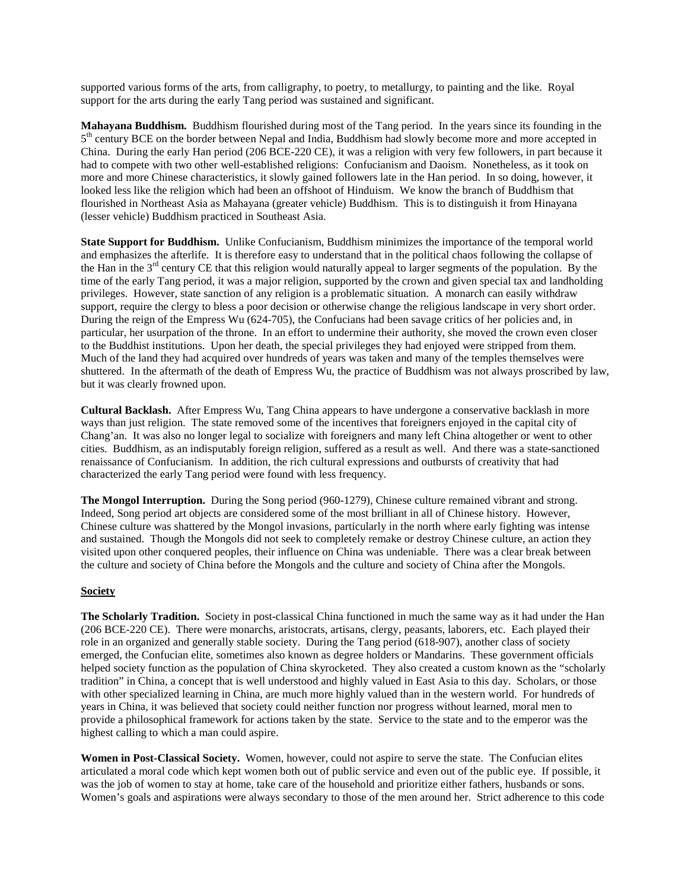supported various forms of the arts, from calligraphy, to poetry, to metallurgy, to painting and the like. Royal support for the arts during the early Tang period was sustained and significant.

**Mahayana Buddhism.** Buddhism flourished during most of the Tang period. In the years since its founding in the 5th century BCE on the border between Nepal and India, Buddhism had slowly become more and more accepted in China. During the early Han period (206 BCE-220 CE), it was a religion with very few followers, in part because it had to compete with two other well-established religions: Confucianism and Daoism. Nonetheless, as it took on more and more Chinese characteristics, it slowly gained followers late in the Han period. In so doing, however, it looked less like the religion which had been an offshoot of Hinduism. We know the branch of Buddhism that flourished in Northeast Asia as Mahayana (greater vehicle) Buddhism. This is to distinguish it from Hinayana (lesser vehicle) Buddhism practiced in Southeast Asia.

**State Support for Buddhism.** Unlike Confucianism, Buddhism minimizes the importance of the temporal world and emphasizes the afterlife. It is therefore easy to understand that in the political chaos following the collapse of the Han in the 3rd century CE that this religion would naturally appeal to larger segments of the population. By the time of the early Tang period, it was a major religion, supported by the crown and given special tax and landholding privileges. However, state sanction of any religion is a problematic situation. A monarch can easily withdraw support, require the clergy to bless a poor decision or otherwise change the religious landscape in very short order. During the reign of the Empress Wu (624-705), the Confucians had been savage critics of her policies and, in particular, her usurpation of the throne. In an effort to undermine their authority, she moved the crown even closer to the Buddhist institutions. Upon her death, the special privileges they had enjoyed were stripped from them. Much of the land they had acquired over hundreds of years was taken and many of the temples themselves were shuttered. In the aftermath of the death of Empress Wu, the practice of Buddhism was not always proscribed by law, but it was clearly frowned upon.

**Cultural Backlash.** After Empress Wu, Tang China appears to have undergone a conservative backlash in more ways than just religion. The state removed some of the incentives that foreigners enjoyed in the capital city of Chang'an. It was also no longer legal to socialize with foreigners and many left China altogether or went to other cities. Buddhism, as an indisputably foreign religion, suffered as a result as well. And there was a state-sanctioned renaissance of Confucianism. In addition, the rich cultural expressions and outbursts of creativity that had characterized the early Tang period were found with less frequency.

**The Mongol Interruption.** During the Song period (960-1279), Chinese culture remained vibrant and strong. Indeed, Song period art objects are considered some of the most brilliant in all of Chinese history. However, Chinese culture was shattered by the Mongol invasions, particularly in the north where early fighting was intense and sustained. Though the Mongols did not seek to completely remake or destroy Chinese culture, an action they visited upon other conquered peoples, their influence on China was undeniable. There was a clear break between the culture and society of China before the Mongols and the culture and society of China after the Mongols.

## Society

**The Scholarly Tradition.** Society in post-classical China functioned in much the same way as it had under the Han (206 BCE-220 CE). There were monarchs, aristocrats, artisans, clergy, peasants, laborers, etc. Each played their role in an organized and generally stable society. During the Tang period (618-907), another class of society emerged, the Confucian elite, sometimes also known as degree holders or Mandarins. These government officials helped society function as the population of China skyrocketed. They also created a custom known as the "scholarly tradition" in China, a concept that is well understood and highly valued in East Asia to this day. Scholars, or those with other specialized learning in China, are much more highly valued than in the western world. For hundreds of years in China, it was believed that society could neither function nor progress without learned, moral men to provide a philosophical framework for actions taken by the state. Service to the state and to the emperor was the highest calling to which a man could aspire.

**Women in Post-Classical Society.** Women, however, could not aspire to serve the state. The Confucian elites articulated a moral code which kept women both out of public service and even out of the public eye. If possible, it was the job of women to stay at home, take care of the household and prioritize either fathers, husbands or sons. Women's goals and aspirations were always secondary to those of the men around her. Strict adherence to this code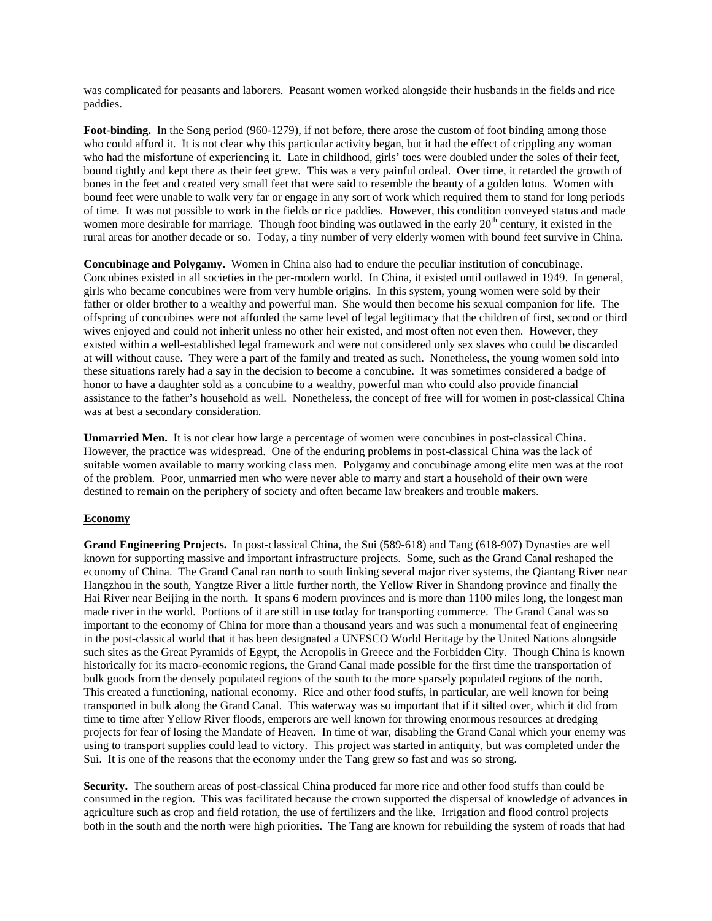was complicated for peasants and laborers. Peasant women worked alongside their husbands in the fields and rice paddies.

**Foot-binding.** In the Song period (960-1279), if not before, there arose the custom of foot binding among those who could afford it. It is not clear why this particular activity began, but it had the effect of crippling any woman who had the misfortune of experiencing it. Late in childhood, girls' toes were doubled under the soles of their feet, bound tightly and kept there as their feet grew. This was a very painful ordeal. Over time, it retarded the growth of bones in the feet and created very small feet that were said to resemble the beauty of a golden lotus. Women with bound feet were unable to walk very far or engage in any sort of work which required them to stand for long periods of time. It was not possible to work in the fields or rice paddies. However, this condition conveyed status and made women more desirable for marriage. Though foot binding was outlawed in the early 20th century, it existed in the rural areas for another decade or so. Today, a tiny number of very elderly women with bound feet survive in China.

**Concubinage and Polygamy.** Women in China also had to endure the peculiar institution of concubinage. Concubines existed in all societies in the per-modern world. In China, it existed until outlawed in 1949. In general, girls who became concubines were from very humble origins. In this system, young women were sold by their father or older brother to a wealthy and powerful man. She would then become his sexual companion for life. The offspring of concubines were not afforded the same level of legal legitimacy that the children of first, second or third wives enjoyed and could not inherit unless no other heir existed, and most often not even then. However, they existed within a well-established legal framework and were not considered only sex slaves who could be discarded at will without cause. They were a part of the family and treated as such. Nonetheless, the young women sold into these situations rarely had a say in the decision to become a concubine. It was sometimes considered a badge of honor to have a daughter sold as a concubine to a wealthy, powerful man who could also provide financial assistance to the father's household as well. Nonetheless, the concept of free will for women in post-classical China was at best a secondary consideration.

**Unmarried Men.** It is not clear how large a percentage of women were concubines in post-classical China. However, the practice was widespread. One of the enduring problems in post-classical China was the lack of suitable women available to marry working class men. Polygamy and concubinage among elite men was at the root of the problem. Poor, unmarried men who were never able to marry and start a household of their own were destined to remain on the periphery of society and often became law breakers and trouble makers.

## Economy

**Grand Engineering Projects.** In post-classical China, the Sui (589-618) and Tang (618-907) Dynasties are well known for supporting massive and important infrastructure projects. Some, such as the Grand Canal reshaped the economy of China. The Grand Canal ran north to south linking several major river systems, the Qiantang River near Hangzhou in the south, Yangtze River a little further north, the Yellow River in Shandong province and finally the Hai River near Beijing in the north. It spans 6 modern provinces and is more than 1100 miles long, the longest man made river in the world. Portions of it are still in use today for transporting commerce. The Grand Canal was so important to the economy of China for more than a thousand years and was such a monumental feat of engineering in the post-classical world that it has been designated a UNESCO World Heritage by the United Nations alongside such sites as the Great Pyramids of Egypt, the Acropolis in Greece and the Forbidden City. Though China is known historically for its macro-economic regions, the Grand Canal made possible for the first time the transportation of bulk goods from the densely populated regions of the south to the more sparsely populated regions of the north. This created a functioning, national economy. Rice and other food stuffs, in particular, are well known for being transported in bulk along the Grand Canal. This waterway was so important that if it silted over, which it did from time to time after Yellow River floods, emperors are well known for throwing enormous resources at dredging projects for fear of losing the Mandate of Heaven. In time of war, disabling the Grand Canal which your enemy was using to transport supplies could lead to victory. This project was started in antiquity, but was completed under the Sui. It is one of the reasons that the economy under the Tang grew so fast and was so strong.

**Security.** The southern areas of post-classical China produced far more rice and other food stuffs than could be consumed in the region. This was facilitated because the crown supported the dispersal of knowledge of advances in agriculture such as crop and field rotation, the use of fertilizers and the like. Irrigation and flood control projects both in the south and the north were high priorities. The Tang are known for rebuilding the system of roads that had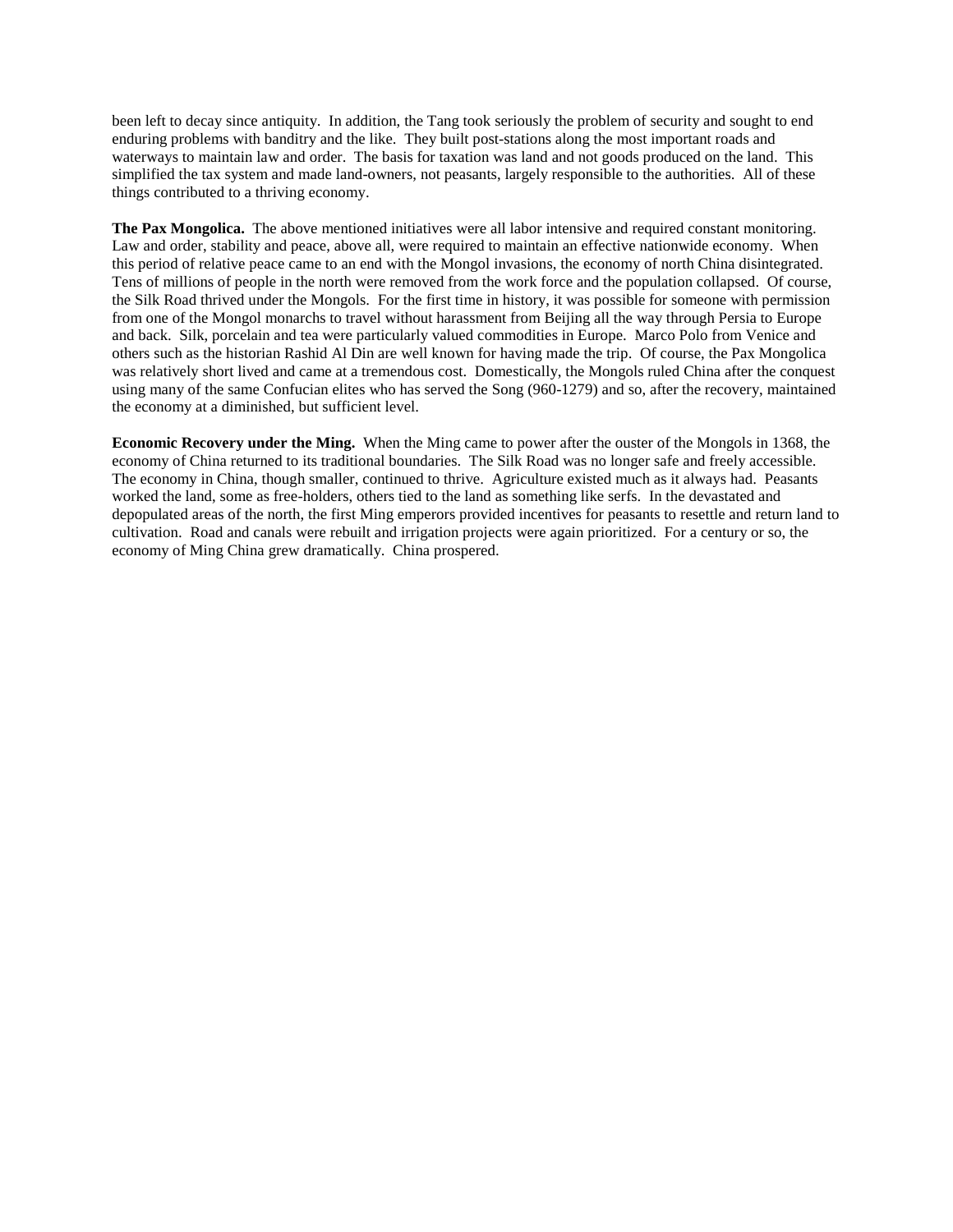been left to decay since antiquity. In addition, the Tang took seriously the problem of security and sought to end enduring problems with banditry and the like. They built post-stations along the most important roads and waterways to maintain law and order. The basis for taxation was land and not goods produced on the land. This simplified the tax system and made land-owners, not peasants, largely responsible to the authorities. All of these things contributed to a thriving economy.

**The Pax Mongolica.** The above mentioned initiatives were all labor intensive and required constant monitoring. Law and order, stability and peace, above all, were required to maintain an effective nationwide economy. When this period of relative peace came to an end with the Mongol invasions, the economy of north China disintegrated. Tens of millions of people in the north were removed from the work force and the population collapsed. Of course, the Silk Road thrived under the Mongols. For the first time in history, it was possible for someone with permission from one of the Mongol monarchs to travel without harassment from Beijing all the way through Persia to Europe and back. Silk, porcelain and tea were particularly valued commodities in Europe. Marco Polo from Venice and others such as the historian Rashid Al Din are well known for having made the trip. Of course, the Pax Mongolica was relatively short lived and came at a tremendous cost. Domestically, the Mongols ruled China after the conquest using many of the same Confucian elites who has served the Song (960-1279) and so, after the recovery, maintained the economy at a diminished, but sufficient level.

**Economic Recovery under the Ming.** When the Ming came to power after the ouster of the Mongols in 1368, the economy of China returned to its traditional boundaries. The Silk Road was no longer safe and freely accessible. The economy in China, though smaller, continued to thrive. Agriculture existed much as it always had. Peasants worked the land, some as free-holders, others tied to the land as something like serfs. In the devastated and depopulated areas of the north, the first Ming emperors provided incentives for peasants to resettle and return land to cultivation. Road and canals were rebuilt and irrigation projects were again prioritized. For a century or so, the economy of Ming China grew dramatically. China prospered.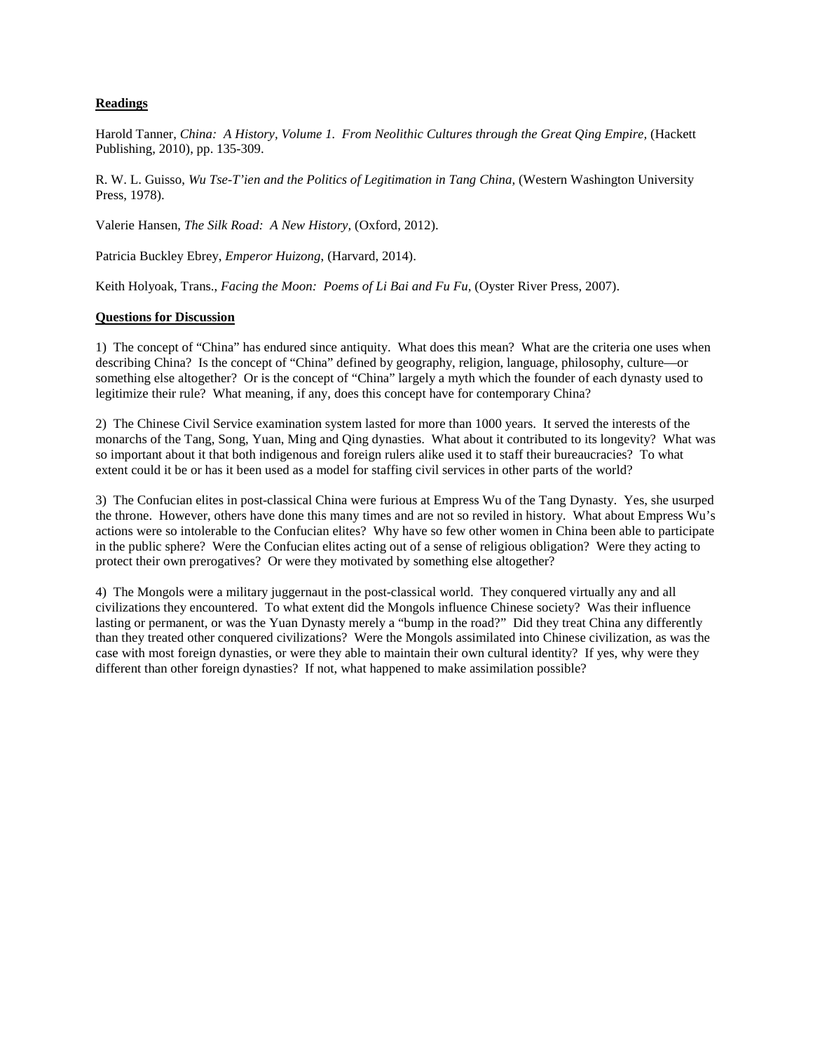**Readings**

Harold Tanner, *China: A History, Volume 1. From Neolithic Cultures through the Great Qing Empire,* (Hackett Publishing, 2010), pp. 135-309.

R. W. L. Guisso, *Wu Tse-T'ien and the Politics of Legitimation in Tang China,* (Western Washington University Press, 1978).

Valerie Hansen, *The Silk Road: A New History,* (Oxford, 2012).

Patricia Buckley Ebrey, *Emperor Huizong,* (Harvard, 2014).

Keith Holyoak, Trans., *Facing the Moon: Poems of Li Bai and Fu Fu,* (Oyster River Press, 2007).

**Questions for Discussion**

1) The concept of "China" has endured since antiquity. What does this mean? What are the criteria one uses when describing China? Is the concept of "China" defined by geography, religion, language, philosophy, culture—or something else altogether? Or is the concept of "China" largely a myth which the founder of each dynasty used to legitimize their rule? What meaning, if any, does this concept have for contemporary China?

2) The Chinese Civil Service examination system lasted for more than 1000 years. It served the interests of the monarchs of the Tang, Song, Yuan, Ming and Qing dynasties. What about it contributed to its longevity? What was so important about it that both indigenous and foreign rulers alike used it to staff their bureaucracies? To what extent could it be or has it been used as a model for staffing civil services in other parts of the world?

3) The Confucian elites in post-classical China were furious at Empress Wu of the Tang Dynasty. Yes, she usurped the throne. However, others have done this many times and are not so reviled in history. What about Empress Wu's actions were so intolerable to the Confucian elites? Why have so few other women in China been able to participate in the public sphere? Were the Confucian elites acting out of a sense of religious obligation? Were they acting to protect their own prerogatives? Or were they motivated by something else altogether?

4) The Mongols were a military juggernaut in the post-classical world. They conquered virtually any and all civilizations they encountered. To what extent did the Mongols influence Chinese society? Was their influence lasting or permanent, or was the Yuan Dynasty merely a "bump in the road?" Did they treat China any differently than they treated other conquered civilizations? Were the Mongols assimilated into Chinese civilization, as was the case with most foreign dynasties, or were they able to maintain their own cultural identity? If yes, why were they different than other foreign dynasties? If not, what happened to make assimilation possible?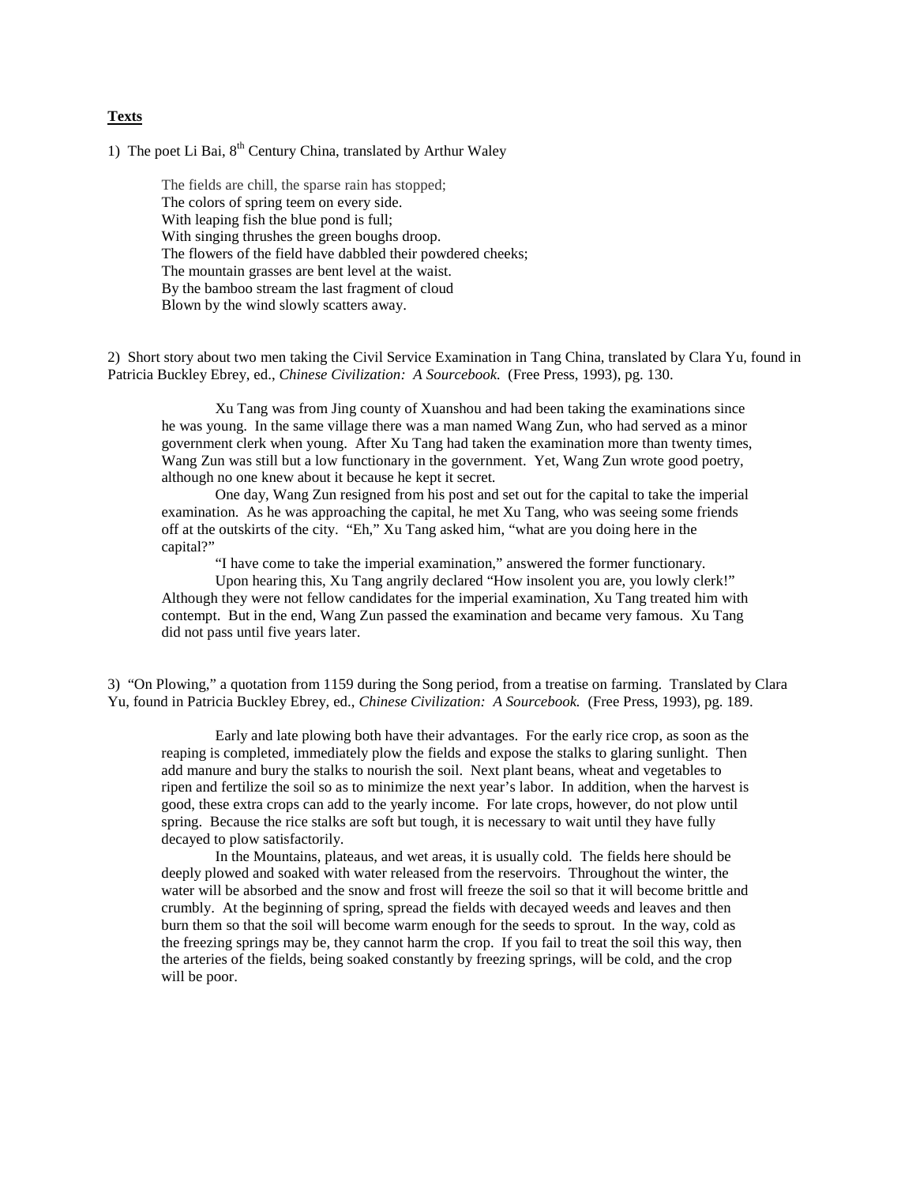**Texts**

1) The poet Li Bai, 8th Century China, translated by Arthur Waley

> The fields are chill, the sparse rain has stopped;
> The colors of spring teem on every side.
> With leaping fish the blue pond is full;
> With singing thrushes the green boughs droop.
> The flowers of the field have dabbled their powdered cheeks;
> The mountain grasses are bent level at the waist.
> By the bamboo stream the last fragment of cloud
> Blown by the wind slowly scatters away.

2) Short story about two men taking the Civil Service Examination in Tang China, translated by Clara Yu, found in Patricia Buckley Ebrey, ed., *Chinese Civilization: A Sourcebook.* (Free Press, 1993), pg. 130.

> Xu Tang was from Jing county of Xuanshou and had been taking the examinations since he was young. In the same village there was a man named Wang Zun, who had served as a minor government clerk when young. After Xu Tang had taken the examination more than twenty times, Wang Zun was still but a low functionary in the government. Yet, Wang Zun wrote good poetry, although no one knew about it because he kept it secret.
>
> One day, Wang Zun resigned from his post and set out for the capital to take the imperial examination. As he was approaching the capital, he met Xu Tang, who was seeing some friends off at the outskirts of the city. "Eh," Xu Tang asked him, "what are you doing here in the capital?"
>
> "I have come to take the imperial examination," answered the former functionary.
>
> Upon hearing this, Xu Tang angrily declared "How insolent you are, you lowly clerk!" Although they were not fellow candidates for the imperial examination, Xu Tang treated him with contempt. But in the end, Wang Zun passed the examination and became very famous. Xu Tang did not pass until five years later.

3) "On Plowing," a quotation from 1159 during the Song period, from a treatise on farming. Translated by Clara Yu, found in Patricia Buckley Ebrey, ed., *Chinese Civilization: A Sourcebook.* (Free Press, 1993), pg. 189.

> Early and late plowing both have their advantages. For the early rice crop, as soon as the reaping is completed, immediately plow the fields and expose the stalks to glaring sunlight. Then add manure and bury the stalks to nourish the soil. Next plant beans, wheat and vegetables to ripen and fertilize the soil so as to minimize the next year's labor. In addition, when the harvest is good, these extra crops can add to the yearly income. For late crops, however, do not plow until spring. Because the rice stalks are soft but tough, it is necessary to wait until they have fully decayed to plow satisfactorily.
>
> In the Mountains, plateaus, and wet areas, it is usually cold. The fields here should be deeply plowed and soaked with water released from the reservoirs. Throughout the winter, the water will be absorbed and the snow and frost will freeze the soil so that it will become brittle and crumbly. At the beginning of spring, spread the fields with decayed weeds and leaves and then burn them so that the soil will become warm enough for the seeds to sprout. In the way, cold as the freezing springs may be, they cannot harm the crop. If you fail to treat the soil this way, then the arteries of the fields, being soaked constantly by freezing springs, will be cold, and the crop will be poor.